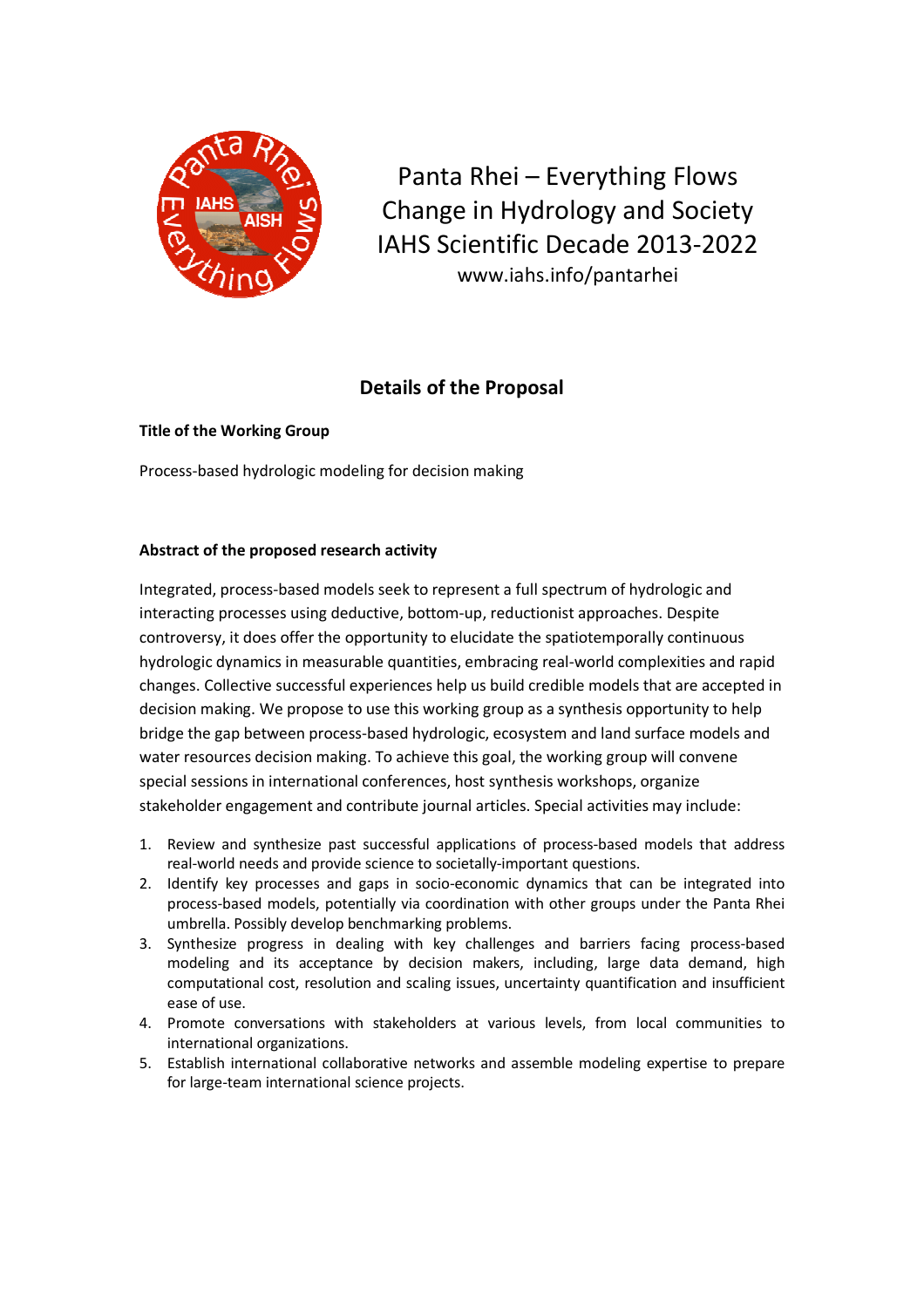Panta Rhei – Everything Flows
Change in Hydrology and Society
IAHS Scientific Decade 2013-2022
www.iahs.info/pantarhei

## Details of the Proposal

**Title of the Working Group**

Process-based hydrologic modeling for decision making

**Abstract of the proposed research activity**

Integrated, process-based models seek to represent a full spectrum of hydrologic and interacting processes using deductive, bottom-up, reductionist approaches. Despite controversy, it does offer the opportunity to elucidate the spatiotemporally continuous hydrologic dynamics in measurable quantities, embracing real-world complexities and rapid changes. Collective successful experiences help us build credible models that are accepted in decision making. We propose to use this working group as a synthesis opportunity to help bridge the gap between process-based hydrologic, ecosystem and land surface models and water resources decision making. To achieve this goal, the working group will convene special sessions in international conferences, host synthesis workshops, organize stakeholder engagement and contribute journal articles. Special activities may include:

1. Review and synthesize past successful applications of process-based models that address real-world needs and provide science to societally-important questions.
2. Identify key processes and gaps in socio-economic dynamics that can be integrated into process-based models, potentially via coordination with other groups under the Panta Rhei umbrella. Possibly develop benchmarking problems.
3. Synthesize progress in dealing with key challenges and barriers facing process-based modeling and its acceptance by decision makers, including, large data demand, high computational cost, resolution and scaling issues, uncertainty quantification and insufficient ease of use.
4. Promote conversations with stakeholders at various levels, from local communities to international organizations.
5. Establish international collaborative networks and assemble modeling expertise to prepare for large-team international science projects.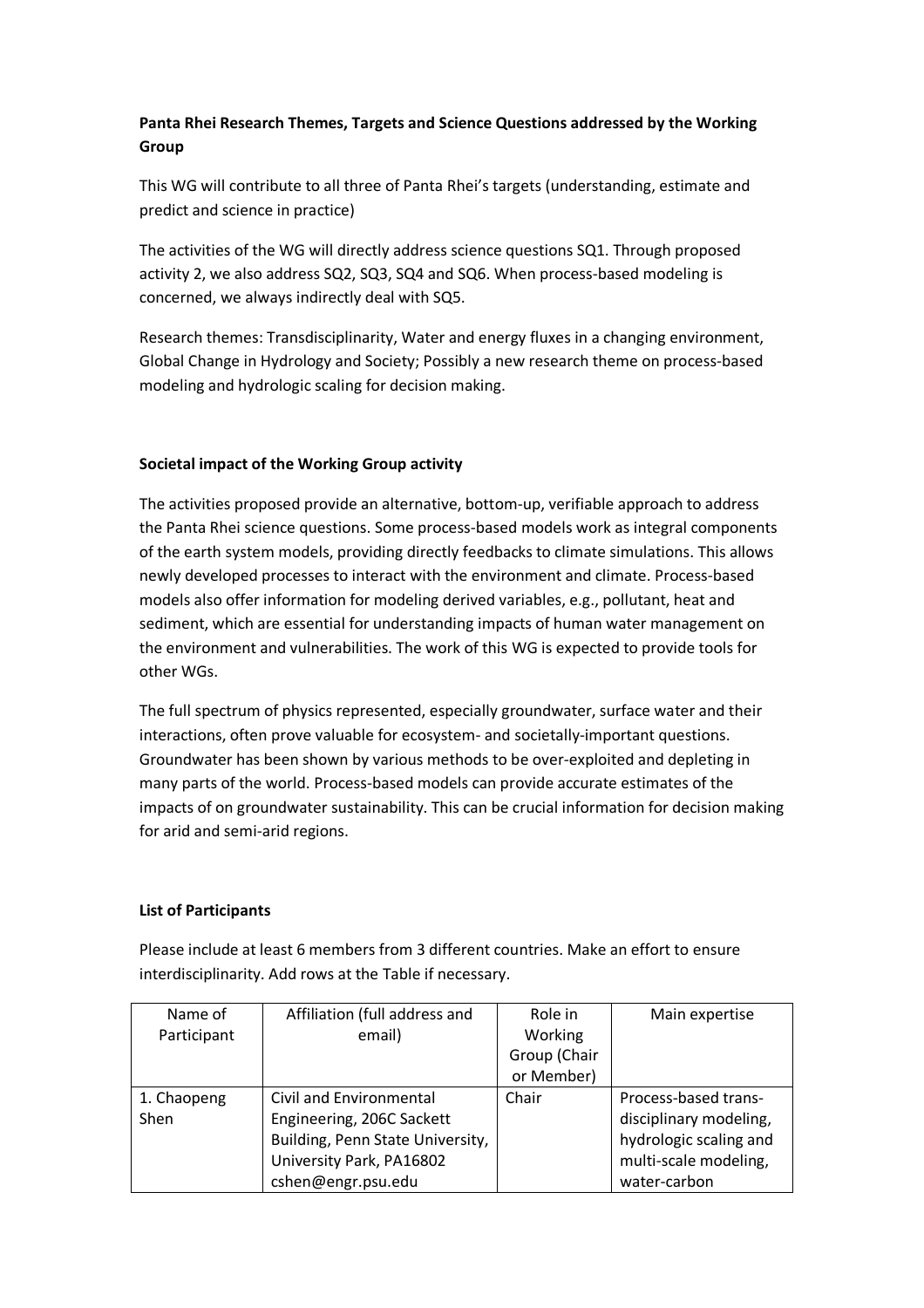**Panta Rhei Research Themes, Targets and Science Questions addressed by the Working Group**

This WG will contribute to all three of Panta Rhei's targets (understanding, estimate and predict and science in practice)

The activities of the WG will directly address science questions SQ1. Through proposed activity 2, we also address SQ2, SQ3, SQ4 and SQ6. When process-based modeling is concerned, we always indirectly deal with SQ5.

Research themes: Transdisciplinarity, Water and energy fluxes in a changing environment, Global Change in Hydrology and Society; Possibly a new research theme on process-based modeling and hydrologic scaling for decision making.

**Societal impact of the Working Group activity**

The activities proposed provide an alternative, bottom-up, verifiable approach to address the Panta Rhei science questions. Some process-based models work as integral components of the earth system models, providing directly feedbacks to climate simulations. This allows newly developed processes to interact with the environment and climate. Process-based models also offer information for modeling derived variables, e.g., pollutant, heat and sediment, which are essential for understanding impacts of human water management on the environment and vulnerabilities. The work of this WG is expected to provide tools for other WGs.

The full spectrum of physics represented, especially groundwater, surface water and their interactions, often prove valuable for ecosystem- and societally-important questions. Groundwater has been shown by various methods to be over-exploited and depleting in many parts of the world. Process-based models can provide accurate estimates of the impacts of on groundwater sustainability. This can be crucial information for decision making for arid and semi-arid regions.

**List of Participants**

Please include at least 6 members from 3 different countries. Make an effort to ensure interdisciplinarity. Add rows at the Table if necessary.

| Name of Participant | Affiliation (full address and email) | Role in Working Group (Chair or Member) | Main expertise |
|---|---|---|---|
| 1. Chaopeng Shen | Civil and Environmental Engineering, 206C Sackett Building, Penn State University, University Park, PA16802 cshen@engr.psu.edu | Chair | Process-based trans-disciplinary modeling, hydrologic scaling and multi-scale modeling, water-carbon |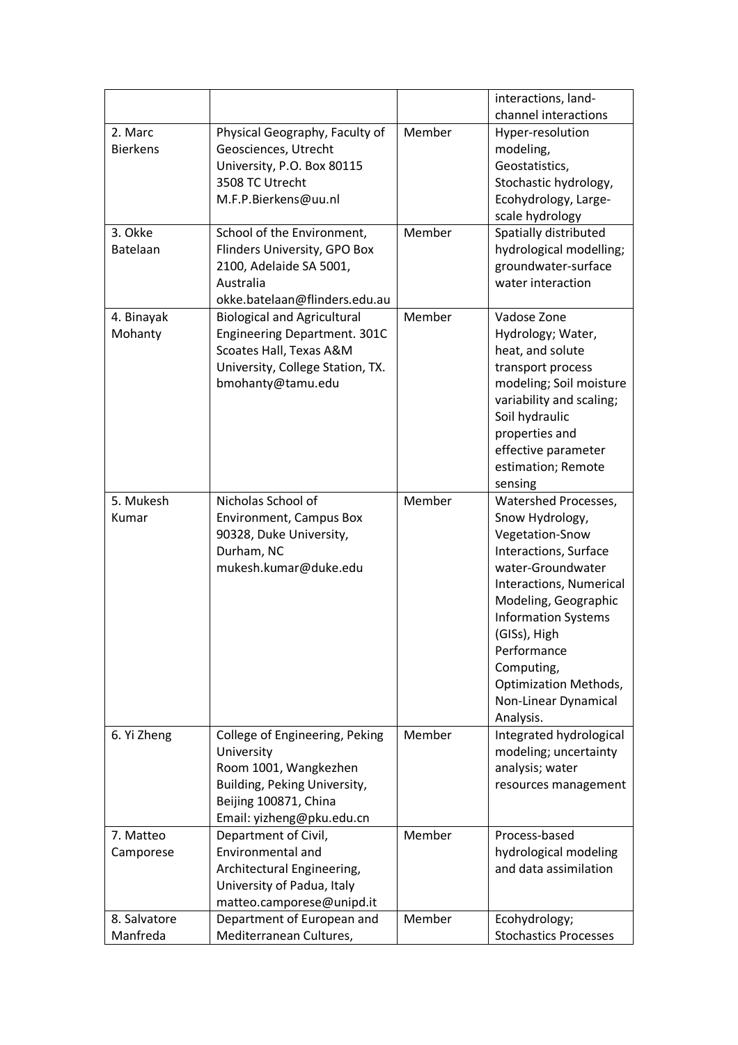| | | | |
|---|---|---|---|
| | | | interactions, land-channel interactions |
| 2. Marc Bierkens | Physical Geography, Faculty of Geosciences, Utrecht University, P.O. Box 80115 3508 TC Utrecht M.F.P.Bierkens@uu.nl | Member | Hyper-resolution modeling, Geostatistics, Stochastic hydrology, Ecohydrology, Large-scale hydrology |
| 3. Okke Batelaan | School of the Environment, Flinders University, GPO Box 2100, Adelaide SA 5001, Australia okke.batelaan@flinders.edu.au | Member | Spatially distributed hydrological modelling; groundwater-surface water interaction |
| 4. Binayak Mohanty | Biological and Agricultural Engineering Department. 301C Scoates Hall, Texas A&M University, College Station, TX. bmohanty@tamu.edu | Member | Vadose Zone Hydrology; Water, heat, and solute transport process modeling; Soil moisture variability and scaling; Soil hydraulic properties and effective parameter estimation; Remote sensing |
| 5. Mukesh Kumar | Nicholas School of Environment, Campus Box 90328, Duke University, Durham, NC mukesh.kumar@duke.edu | Member | Watershed Processes, Snow Hydrology, Vegetation-Snow Interactions, Surface water-Groundwater Interactions, Numerical Modeling, Geographic Information Systems (GISs), High Performance Computing, Optimization Methods, Non-Linear Dynamical Analysis. |
| 6. Yi Zheng | College of Engineering, Peking University Room 1001, Wangkezhen Building, Peking University, Beijing 100871, China Email: yizheng@pku.edu.cn | Member | Integrated hydrological modeling; uncertainty analysis; water resources management |
| 7. Matteo Camporese | Department of Civil, Environmental and Architectural Engineering, University of Padua, Italy matteo.camporese@unipd.it | Member | Process-based hydrological modeling and data assimilation |
| 8. Salvatore Manfreda | Department of European and Mediterranean Cultures, | Member | Ecohydrology; Stochastics Processes |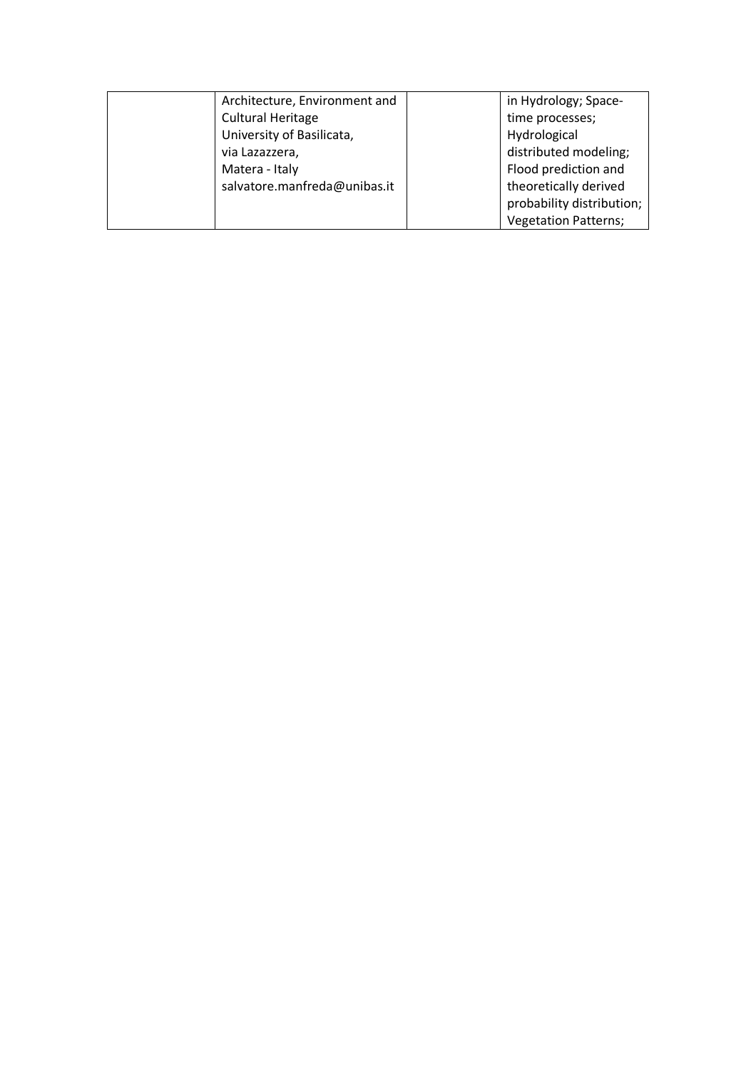| | | | |
|---|---|---|---|
| | Architecture, Environment and Cultural Heritage University of Basilicata, via Lazazzera, Matera - Italy salvatore.manfreda@unibas.it | | in Hydrology; Space-time processes; Hydrological distributed modeling; Flood prediction and theoretically derived probability distribution; Vegetation Patterns; |